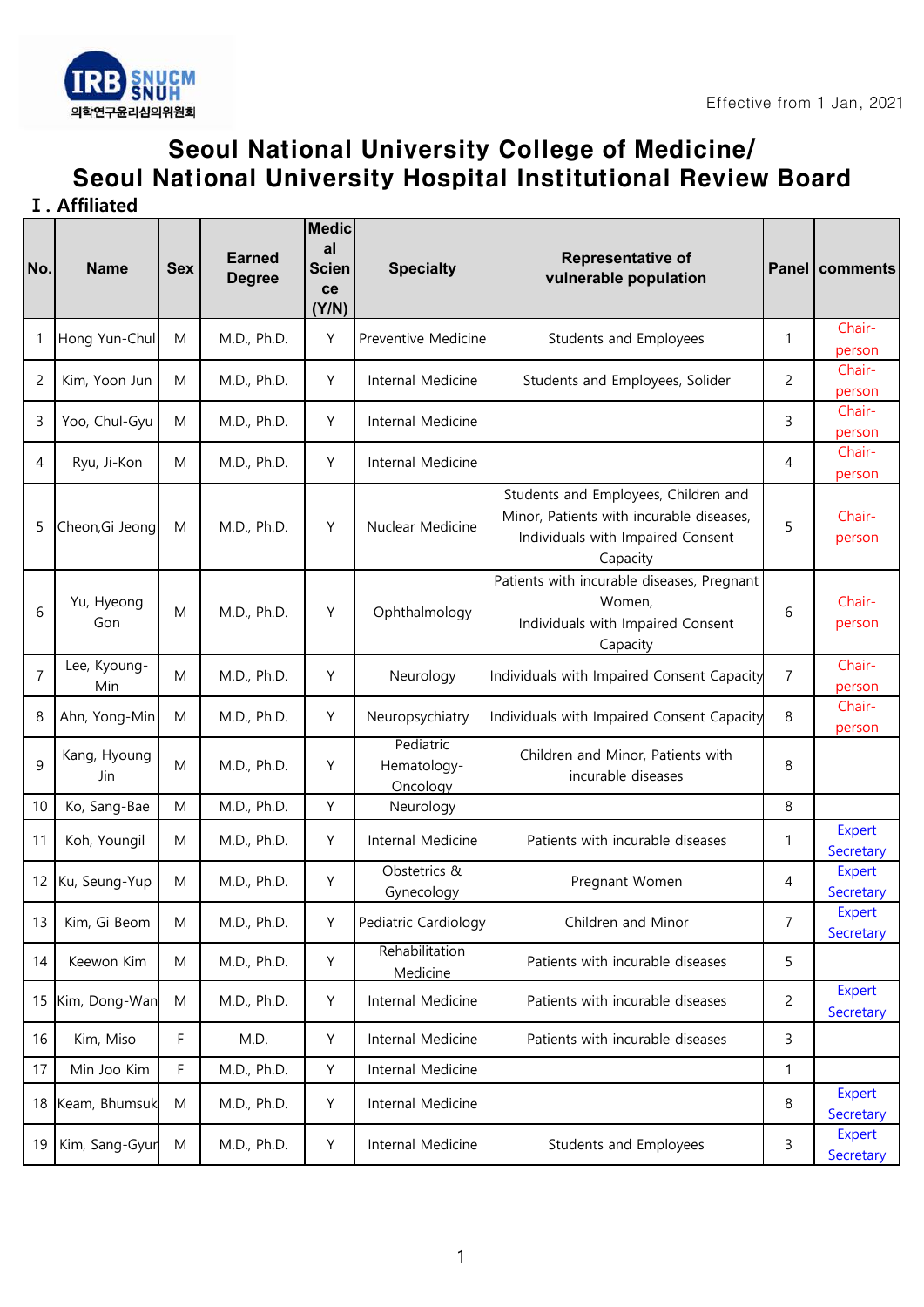Effective from 1 Jan, 2021

# Seoul National University College of Medicine/ Seoul National University Hospital Institutional Review Board

## Ⅰ. Affiliated

| No. | Name | Sex | Earned Degree | Medical Science (Y/N) | Specialty | Representative of vulnerable population | Panel | comments |
|---|---|---|---|---|---|---|---|---|
| 1 | Hong Yun-Chul | M | M.D., Ph.D. | Y | Preventive Medicine | Students and Employees | 1 | Chair-person |
| 2 | Kim, Yoon Jun | M | M.D., Ph.D. | Y | Internal Medicine | Students and Employees, Solider | 2 | Chair-person |
| 3 | Yoo, Chul-Gyu | M | M.D., Ph.D. | Y | Internal Medicine | | 3 | Chair-person |
| 4 | Ryu, Ji-Kon | M | M.D., Ph.D. | Y | Internal Medicine | | 4 | Chair-person |
| 5 | Cheon,Gi Jeong | M | M.D., Ph.D. | Y | Nuclear Medicine | Students and Employees, Children and Minor, Patients with incurable diseases, Individuals with Impaired Consent Capacity | 5 | Chair-person |
| 6 | Yu, Hyeong Gon | M | M.D., Ph.D. | Y | Ophthalmology | Patients with incurable diseases, Pregnant Women, Individuals with Impaired Consent Capacity | 6 | Chair-person |
| 7 | Lee, Kyoung-Min | M | M.D., Ph.D. | Y | Neurology | Individuals with Impaired Consent Capacity | 7 | Chair-person |
| 8 | Ahn, Yong-Min | M | M.D., Ph.D. | Y | Neuropsychiatry | Individuals with Impaired Consent Capacity | 8 | Chair-person |
| 9 | Kang, Hyoung Jin | M | M.D., Ph.D. | Y | Pediatric Hematology-Oncology | Children and Minor, Patients with incurable diseases | 8 | |
| 10 | Ko, Sang-Bae | M | M.D., Ph.D. | Y | Neurology | | 8 | |
| 11 | Koh, Youngil | M | M.D., Ph.D. | Y | Internal Medicine | Patients with incurable diseases | 1 | Expert Secretary |
| 12 | Ku, Seung-Yup | M | M.D., Ph.D. | Y | Obstetrics & Gynecology | Pregnant Women | 4 | Expert Secretary |
| 13 | Kim, Gi Beom | M | M.D., Ph.D. | Y | Pediatric Cardiology | Children and Minor | 7 | Expert Secretary |
| 14 | Keewon Kim | M | M.D., Ph.D. | Y | Rehabilitation Medicine | Patients with incurable diseases | 5 | |
| 15 | Kim, Dong-Wan | M | M.D., Ph.D. | Y | Internal Medicine | Patients with incurable diseases | 2 | Expert Secretary |
| 16 | Kim, Miso | F | M.D. | Y | Internal Medicine | Patients with incurable diseases | 3 | |
| 17 | Min Joo Kim | F | M.D., Ph.D. | Y | Internal Medicine | | 1 | |
| 18 | Keam, Bhumsuk | M | M.D., Ph.D. | Y | Internal Medicine | | 8 | Expert Secretary |
| 19 | Kim, Sang-Gyun | M | M.D., Ph.D. | Y | Internal Medicine | Students and Employees | 3 | Expert Secretary |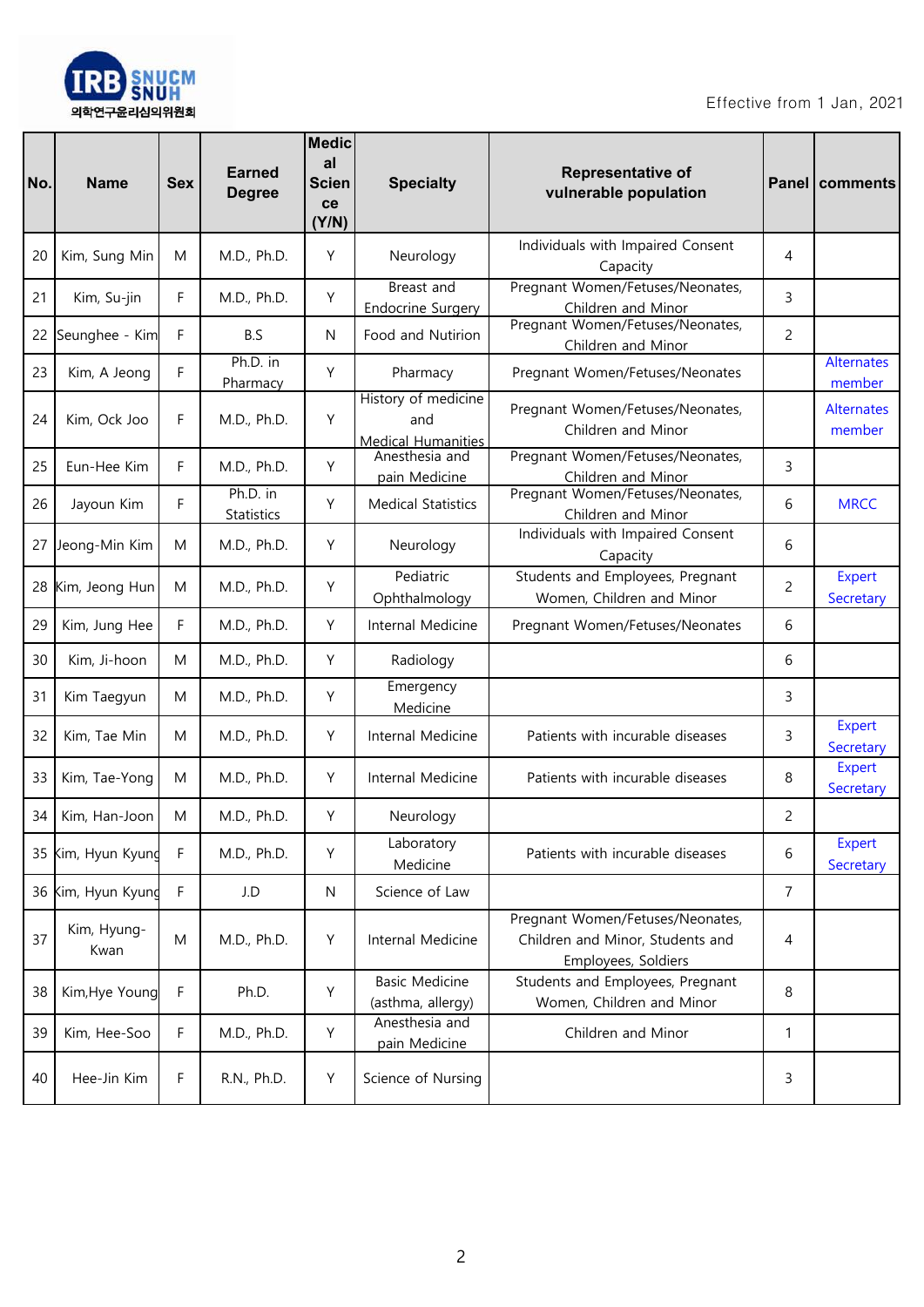Effective from 1 Jan, 2021

| No. | Name | Sex | Earned Degree | Medical Science (Y/N) | Specialty | Representative of vulnerable population | Panel | comments |
|---|---|---|---|---|---|---|---|---|
| 20 | Kim, Sung Min | M | M.D., Ph.D. | Y | Neurology | Individuals with Impaired Consent Capacity | 4 | |
| 21 | Kim, Su-jin | F | M.D., Ph.D. | Y | Breast and Endocrine Surgery | Pregnant Women/Fetuses/Neonates, Children and Minor | 3 | |
| 22 | Seunghee - Kim | F | B.S | N | Food and Nutirion | Pregnant Women/Fetuses/Neonates, Children and Minor | 2 | |
| 23 | Kim, A Jeong | F | Ph.D. in Pharmacy | Y | Pharmacy | Pregnant Women/Fetuses/Neonates | | Alternates member |
| 24 | Kim, Ock Joo | F | M.D., Ph.D. | Y | History of medicine and Medical Humanities | Pregnant Women/Fetuses/Neonates, Children and Minor | | Alternates member |
| 25 | Eun-Hee Kim | F | M.D., Ph.D. | Y | Anesthesia and pain Medicine | Pregnant Women/Fetuses/Neonates, Children and Minor | 3 | |
| 26 | Jayoun Kim | F | Ph.D. in Statistics | Y | Medical Statistics | Pregnant Women/Fetuses/Neonates, Children and Minor | 6 | MRCC |
| 27 | Jeong-Min Kim | M | M.D., Ph.D. | Y | Neurology | Individuals with Impaired Consent Capacity | 6 | |
| 28 | Kim, Jeong Hun | M | M.D., Ph.D. | Y | Pediatric Ophthalmology | Students and Employees, Pregnant Women, Children and Minor | 2 | Expert Secretary |
| 29 | Kim, Jung Hee | F | M.D., Ph.D. | Y | Internal Medicine | Pregnant Women/Fetuses/Neonates | 6 | |
| 30 | Kim, Ji-hoon | M | M.D., Ph.D. | Y | Radiology | | 6 | |
| 31 | Kim Taegyun | M | M.D., Ph.D. | Y | Emergency Medicine | | 3 | |
| 32 | Kim, Tae Min | M | M.D., Ph.D. | Y | Internal Medicine | Patients with incurable diseases | 3 | Expert Secretary |
| 33 | Kim, Tae-Yong | M | M.D., Ph.D. | Y | Internal Medicine | Patients with incurable diseases | 8 | Expert Secretary |
| 34 | Kim, Han-Joon | M | M.D., Ph.D. | Y | Neurology | | 2 | |
| 35 | Kim, Hyun Kyung | F | M.D., Ph.D. | Y | Laboratory Medicine | Patients with incurable diseases | 6 | Expert Secretary |
| 36 | Kim, Hyun Kyung | F | J.D | N | Science of Law | | 7 | |
| 37 | Kim, Hyung-Kwan | M | M.D., Ph.D. | Y | Internal Medicine | Pregnant Women/Fetuses/Neonates, Children and Minor, Students and Employees, Soldiers | 4 | |
| 38 | Kim,Hye Young | F | Ph.D. | Y | Basic Medicine (asthma, allergy) | Students and Employees, Pregnant Women, Children and Minor | 8 | |
| 39 | Kim, Hee-Soo | F | M.D., Ph.D. | Y | Anesthesia and pain Medicine | Children and Minor | 1 | |
| 40 | Hee-Jin Kim | F | R.N., Ph.D. | Y | Science of Nursing | | 3 | |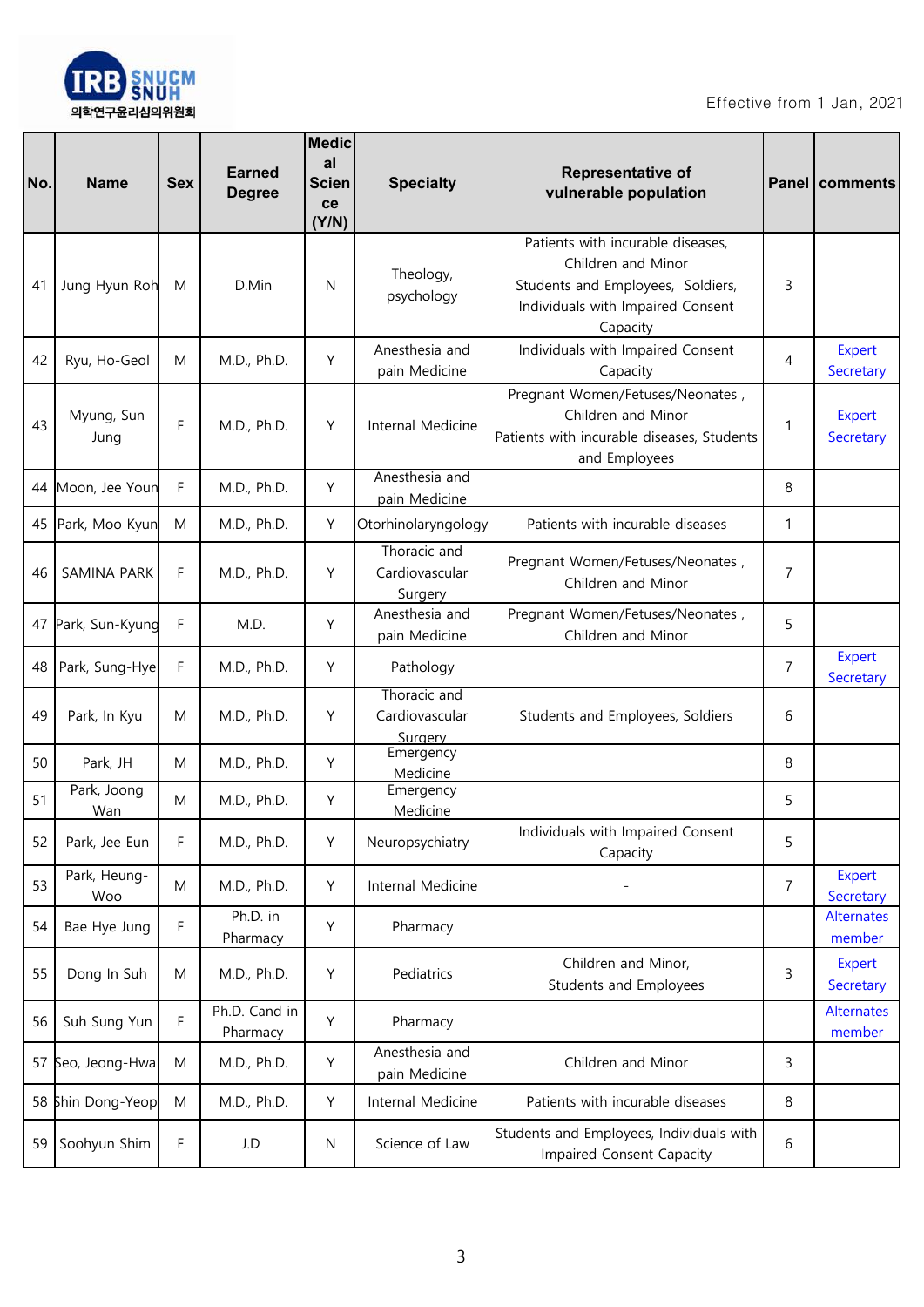Effective from 1 Jan, 2021

| No. | Name | Sex | Earned Degree | Medical Science (Y/N) | Specialty | Representative of vulnerable population | Panel | comments |
|---|---|---|---|---|---|---|---|---|
| 41 | Jung Hyun Roh | M | D.Min | N | Theology, psychology | Patients with incurable diseases, Children and Minor Students and Employees, Soldiers, Individuals with Impaired Consent Capacity | 3 | |
| 42 | Ryu, Ho-Geol | M | M.D., Ph.D. | Y | Anesthesia and pain Medicine | Individuals with Impaired Consent Capacity | 4 | Expert Secretary |
| 43 | Myung, Sun Jung | F | M.D., Ph.D. | Y | Internal Medicine | Pregnant Women/Fetuses/Neonates , Children and Minor Patients with incurable diseases, Students and Employees | 1 | Expert Secretary |
| 44 | Moon, Jee Youn | F | M.D., Ph.D. | Y | Anesthesia and pain Medicine | | 8 | |
| 45 | Park, Moo Kyun | M | M.D., Ph.D. | Y | Otorhinolaryngology | Patients with incurable diseases | 1 | |
| 46 | SAMINA PARK | F | M.D., Ph.D. | Y | Thoracic and Cardiovascular Surgery | Pregnant Women/Fetuses/Neonates , Children and Minor | 7 | |
| 47 | Park, Sun-Kyung | F | M.D. | Y | Anesthesia and pain Medicine | Pregnant Women/Fetuses/Neonates , Children and Minor | 5 | |
| 48 | Park, Sung-Hye | F | M.D., Ph.D. | Y | Pathology | | 7 | Expert Secretary |
| 49 | Park, In Kyu | M | M.D., Ph.D. | Y | Thoracic and Cardiovascular Surgery | Students and Employees, Soldiers | 6 | |
| 50 | Park, JH | M | M.D., Ph.D. | Y | Emergency Medicine | | 8 | |
| 51 | Park, Joong Wan | M | M.D., Ph.D. | Y | Emergency Medicine | | 5 | |
| 52 | Park, Jee Eun | F | M.D., Ph.D. | Y | Neuropsychiatry | Individuals with Impaired Consent Capacity | 5 | |
| 53 | Park, Heung-Woo | M | M.D., Ph.D. | Y | Internal Medicine | - | 7 | Expert Secretary |
| 54 | Bae Hye Jung | F | Ph.D. in Pharmacy | Y | Pharmacy | | | Alternates member |
| 55 | Dong In Suh | M | M.D., Ph.D. | Y | Pediatrics | Children and Minor, Students and Employees | 3 | Expert Secretary |
| 56 | Suh Sung Yun | F | Ph.D. Cand in Pharmacy | Y | Pharmacy | | | Alternates member |
| 57 | Seo, Jeong-Hwa | M | M.D., Ph.D. | Y | Anesthesia and pain Medicine | Children and Minor | 3 | |
| 58 | Shin Dong-Yeop | M | M.D., Ph.D. | Y | Internal Medicine | Patients with incurable diseases | 8 | |
| 59 | Soohyun Shim | F | J.D | N | Science of Law | Students and Employees, Individuals with Impaired Consent Capacity | 6 | |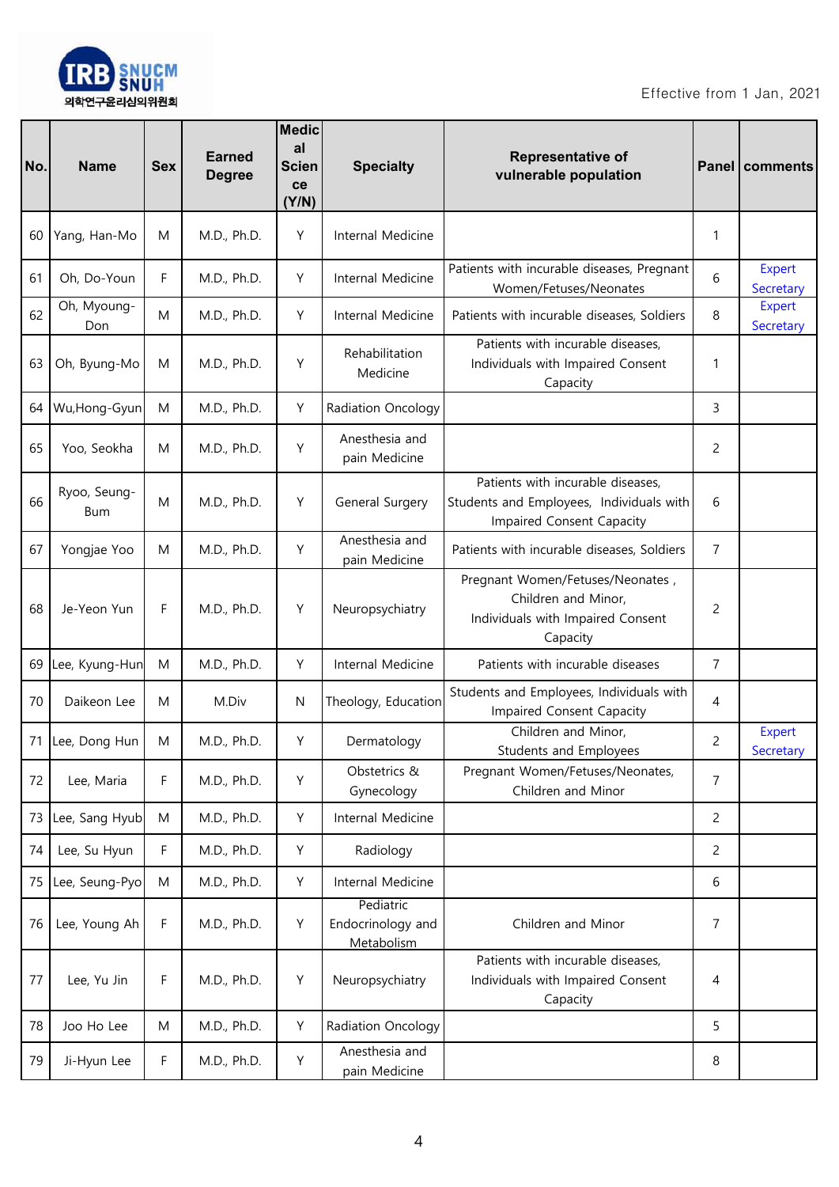Effective from 1 Jan, 2021

| No. | Name | Sex | Earned Degree | Medical Science (Y/N) | Specialty | Representative of vulnerable population | Panel | comments |
|---|---|---|---|---|---|---|---|---|
| 60 | Yang, Han-Mo | M | M.D., Ph.D. | Y | Internal Medicine | | 1 | |
| 61 | Oh, Do-Youn | F | M.D., Ph.D. | Y | Internal Medicine | Patients with incurable diseases, Pregnant Women/Fetuses/Neonates | 6 | Expert Secretary |
| 62 | Oh, Myoung-Don | M | M.D., Ph.D. | Y | Internal Medicine | Patients with incurable diseases, Soldiers | 8 | Expert Secretary |
| 63 | Oh, Byung-Mo | M | M.D., Ph.D. | Y | Rehabilitation Medicine | Patients with incurable diseases, Individuals with Impaired Consent Capacity | 1 | |
| 64 | Wu,Hong-Gyun | M | M.D., Ph.D. | Y | Radiation Oncology | | 3 | |
| 65 | Yoo, Seokha | M | M.D., Ph.D. | Y | Anesthesia and pain Medicine | | 2 | |
| 66 | Ryoo, Seung-Bum | M | M.D., Ph.D. | Y | General Surgery | Patients with incurable diseases, Students and Employees, Individuals with Impaired Consent Capacity | 6 | |
| 67 | Yongjae Yoo | M | M.D., Ph.D. | Y | Anesthesia and pain Medicine | Patients with incurable diseases, Soldiers | 7 | |
| 68 | Je-Yeon Yun | F | M.D., Ph.D. | Y | Neuropsychiatry | Pregnant Women/Fetuses/Neonates , Children and Minor, Individuals with Impaired Consent Capacity | 2 | |
| 69 | Lee, Kyung-Hun | M | M.D., Ph.D. | Y | Internal Medicine | Patients with incurable diseases | 7 | |
| 70 | Daikeon Lee | M | M.Div | N | Theology, Education | Students and Employees, Individuals with Impaired Consent Capacity | 4 | |
| 71 | Lee, Dong Hun | M | M.D., Ph.D. | Y | Dermatology | Children and Minor, Students and Employees | 2 | Expert Secretary |
| 72 | Lee, Maria | F | M.D., Ph.D. | Y | Obstetrics & Gynecology | Pregnant Women/Fetuses/Neonates, Children and Minor | 7 | |
| 73 | Lee, Sang Hyub | M | M.D., Ph.D. | Y | Internal Medicine | | 2 | |
| 74 | Lee, Su Hyun | F | M.D., Ph.D. | Y | Radiology | | 2 | |
| 75 | Lee, Seung-Pyo | M | M.D., Ph.D. | Y | Internal Medicine | | 6 | |
| 76 | Lee, Young Ah | F | M.D., Ph.D. | Y | Pediatric Endocrinology and Metabolism | Children and Minor | 7 | |
| 77 | Lee, Yu Jin | F | M.D., Ph.D. | Y | Neuropsychiatry | Patients with incurable diseases, Individuals with Impaired Consent Capacity | 4 | |
| 78 | Joo Ho Lee | M | M.D., Ph.D. | Y | Radiation Oncology | | 5 | |
| 79 | Ji-Hyun Lee | F | M.D., Ph.D. | Y | Anesthesia and pain Medicine | | 8 | |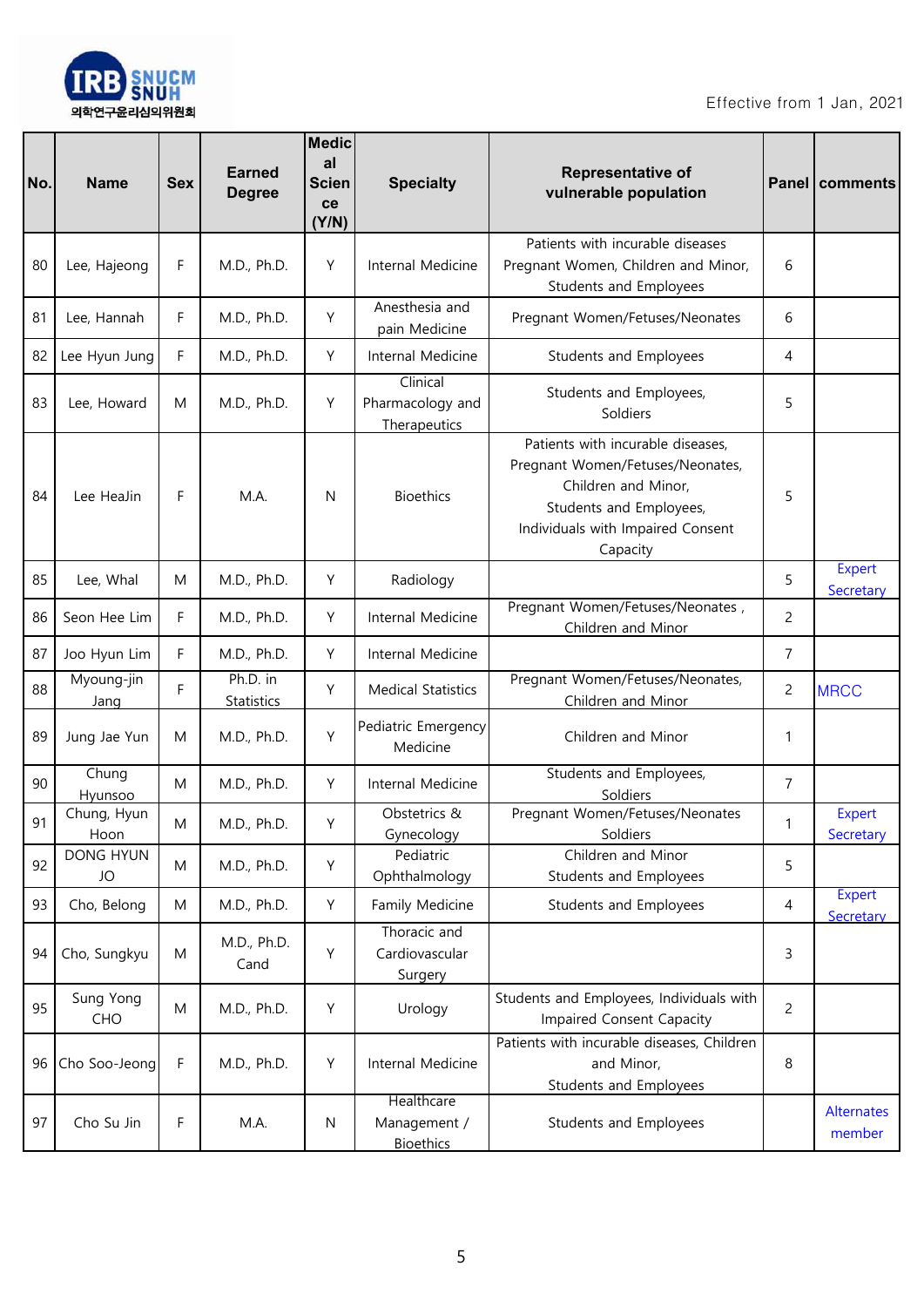Effective from 1 Jan, 2021

| No. | Name | Sex | Earned Degree | Medical Science (Y/N) | Specialty | Representative of vulnerable population | Panel | comments |
|---|---|---|---|---|---|---|---|---|
| 80 | Lee, Hajeong | F | M.D., Ph.D. | Y | Internal Medicine | Patients with incurable diseases Pregnant Women, Children and Minor, Students and Employees | 6 | |
| 81 | Lee, Hannah | F | M.D., Ph.D. | Y | Anesthesia and pain Medicine | Pregnant Women/Fetuses/Neonates | 6 | |
| 82 | Lee Hyun Jung | F | M.D., Ph.D. | Y | Internal Medicine | Students and Employees | 4 | |
| 83 | Lee, Howard | M | M.D., Ph.D. | Y | Clinical Pharmacology and Therapeutics | Students and Employees, Soldiers | 5 | |
| 84 | Lee HeaJin | F | M.A. | N | Bioethics | Patients with incurable diseases, Pregnant Women/Fetuses/Neonates, Children and Minor, Students and Employees, Individuals with Impaired Consent Capacity | 5 | |
| 85 | Lee, Whal | M | M.D., Ph.D. | Y | Radiology | | 5 | Expert Secretary |
| 86 | Seon Hee Lim | F | M.D., Ph.D. | Y | Internal Medicine | Pregnant Women/Fetuses/Neonates , Children and Minor | 2 | |
| 87 | Joo Hyun Lim | F | M.D., Ph.D. | Y | Internal Medicine | | 7 | |
| 88 | Myoung-jin Jang | F | Ph.D. in Statistics | Y | Medical Statistics | Pregnant Women/Fetuses/Neonates, Children and Minor | 2 | MRCC |
| 89 | Jung Jae Yun | M | M.D., Ph.D. | Y | Pediatric Emergency Medicine | Children and Minor | 1 | |
| 90 | Chung Hyunsoo | M | M.D., Ph.D. | Y | Internal Medicine | Students and Employees, Soldiers | 7 | |
| 91 | Chung, Hyun Hoon | M | M.D., Ph.D. | Y | Obstetrics & Gynecology | Pregnant Women/Fetuses/Neonates Soldiers | 1 | Expert Secretary |
| 92 | DONG HYUN JO | M | M.D., Ph.D. | Y | Pediatric Ophthalmology | Children and Minor Students and Employees | 5 | |
| 93 | Cho, Belong | M | M.D., Ph.D. | Y | Family Medicine | Students and Employees | 4 | Expert Secretary |
| 94 | Cho, Sungkyu | M | M.D., Ph.D. Cand | Y | Thoracic and Cardiovascular Surgery | | 3 | |
| 95 | Sung Yong CHO | M | M.D., Ph.D. | Y | Urology | Students and Employees, Individuals with Impaired Consent Capacity | 2 | |
| 96 | Cho Soo-Jeong | F | M.D., Ph.D. | Y | Internal Medicine | Patients with incurable diseases, Children and Minor, Students and Employees | 8 | |
| 97 | Cho Su Jin | F | M.A. | N | Healthcare Management / Bioethics | Students and Employees | | Alternates member |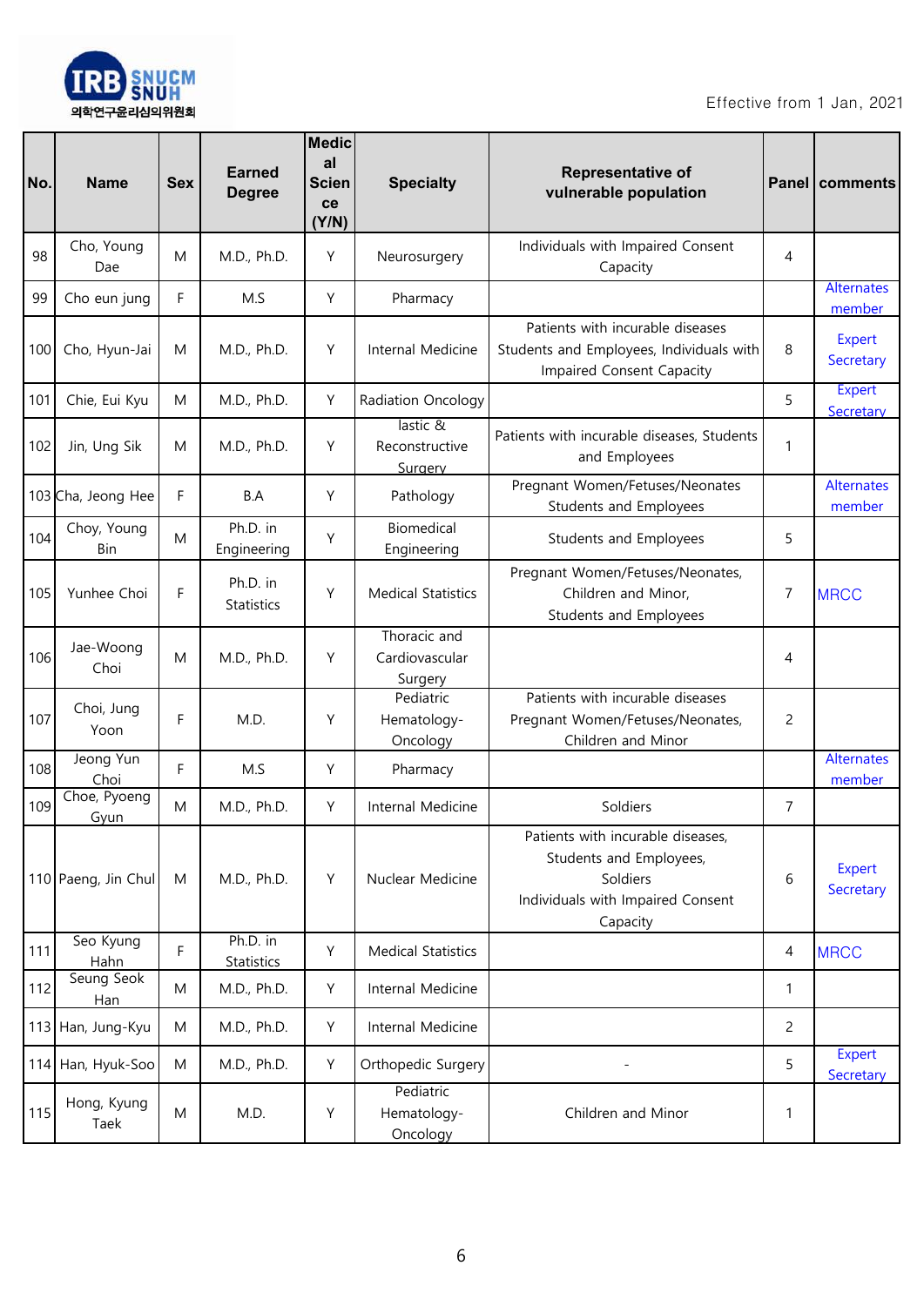Effective from 1 Jan, 2021

| No. | Name | Sex | Earned Degree | Medical Science (Y/N) | Specialty | Representative of vulnerable population | Panel | comments |
|---|---|---|---|---|---|---|---|---|
| 98 | Cho, Young Dae | M | M.D., Ph.D. | Y | Neurosurgery | Individuals with Impaired Consent Capacity | 4 | |
| 99 | Cho eun jung | F | M.S | Y | Pharmacy | | | Alternates member |
| 100 | Cho, Hyun-Jai | M | M.D., Ph.D. | Y | Internal Medicine | Patients with incurable diseases Students and Employees, Individuals with Impaired Consent Capacity | 8 | Expert Secretary |
| 101 | Chie, Eui Kyu | M | M.D., Ph.D. | Y | Radiation Oncology | | 5 | Expert Secretary |
| 102 | Jin, Ung Sik | M | M.D., Ph.D. | Y | lastic & Reconstructive Surgery | Patients with incurable diseases, Students and Employees | 1 | |
| 103 | Cha, Jeong Hee | F | B.A | Y | Pathology | Pregnant Women/Fetuses/Neonates Students and Employees | | Alternates member |
| 104 | Choy, Young Bin | M | Ph.D. in Engineering | Y | Biomedical Engineering | Students and Employees | 5 | |
| 105 | Yunhee Choi | F | Ph.D. in Statistics | Y | Medical Statistics | Pregnant Women/Fetuses/Neonates, Children and Minor, Students and Employees | 7 | MRCC |
| 106 | Jae-Woong Choi | M | M.D., Ph.D. | Y | Thoracic and Cardiovascular Surgery | | 4 | |
| 107 | Choi, Jung Yoon | F | M.D. | Y | Pediatric Hematology-Oncology | Patients with incurable diseases Pregnant Women/Fetuses/Neonates, Children and Minor | 2 | |
| 108 | Jeong Yun Choi | F | M.S | Y | Pharmacy | | | Alternates member |
| 109 | Choe, Pyoeng Gyun | M | M.D., Ph.D. | Y | Internal Medicine | Soldiers | 7 | |
| 110 | Paeng, Jin Chul | M | M.D., Ph.D. | Y | Nuclear Medicine | Patients with incurable diseases, Students and Employees, Soldiers Individuals with Impaired Consent Capacity | 6 | Expert Secretary |
| 111 | Seo Kyung Hahn | F | Ph.D. in Statistics | Y | Medical Statistics | | 4 | MRCC |
| 112 | Seung Seok Han | M | M.D., Ph.D. | Y | Internal Medicine | | 1 | |
| 113 | Han, Jung-Kyu | M | M.D., Ph.D. | Y | Internal Medicine | | 2 | |
| 114 | Han, Hyuk-Soo | M | M.D., Ph.D. | Y | Orthopedic Surgery | - | 5 | Expert Secretary |
| 115 | Hong, Kyung Taek | M | M.D. | Y | Pediatric Hematology-Oncology | Children and Minor | 1 | |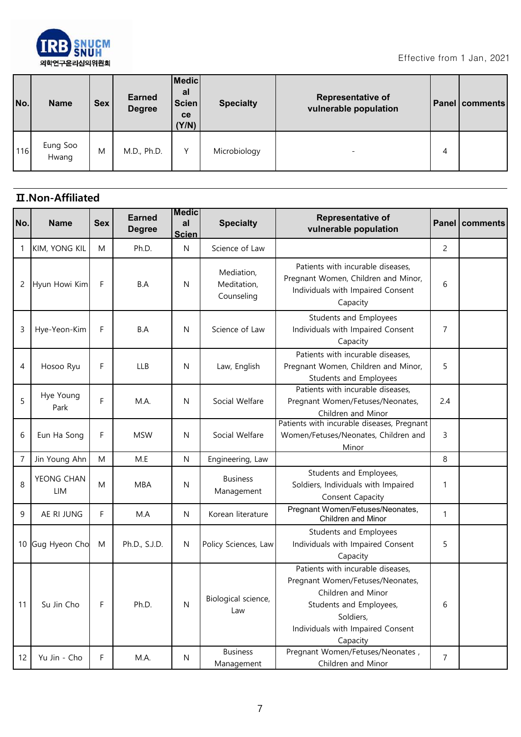Effective from 1 Jan, 2021

| No. | Name | Sex | Earned Degree | Medical Science (Y/N) | Specialty | Representative of vulnerable population | Panel | comments |
|---|---|---|---|---|---|---|---|---|
| 116 | Eung Soo Hwang | M | M.D., Ph.D. | Y | Microbiology | - | 4 | |

## II.Non-Affiliated

| No. | Name | Sex | Earned Degree | Medical Scien | Specialty | Representative of vulnerable population | Panel | comments |
|---|---|---|---|---|---|---|---|---|
| 1 | KIM, YONG KIL | M | Ph.D. | N | Science of Law | | 2 | |
| 2 | Hyun Howi Kim | F | B.A | N | Mediation, Meditation, Counseling | Patients with incurable diseases, Pregnant Women, Children and Minor, Individuals with Impaired Consent Capacity | 6 | |
| 3 | Hye-Yeon-Kim | F | B.A | N | Science of Law | Students and Employees Individuals with Impaired Consent Capacity | 7 | |
| 4 | Hosoo Ryu | F | LLB | N | Law, English | Patients with incurable diseases, Pregnant Women, Children and Minor, Students and Employees | 5 | |
| 5 | Hye Young Park | F | M.A. | N | Social Welfare | Patients with incurable diseases, Pregnant Women/Fetuses/Neonates, Children and Minor | 2.4 | |
| 6 | Eun Ha Song | F | MSW | N | Social Welfare | Patients with incurable diseases, Pregnant Women/Fetuses/Neonates, Children and Minor | 3 | |
| 7 | Jin Young Ahn | M | M.E | N | Engineering, Law | | 8 | |
| 8 | YEONG CHAN LIM | M | MBA | N | Business Management | Students and Employees, Soldiers, Individuals with Impaired Consent Capacity | 1 | |
| 9 | AE RI JUNG | F | M.A | N | Korean literature | Pregnant Women/Fetuses/Neonates, Children and Minor | 1 | |
| 10 | Gug Hyeon Cho | M | Ph.D., S.J.D. | N | Policy Sciences, Law | Students and Employees Individuals with Impaired Consent Capacity | 5 | |
| 11 | Su Jin Cho | F | Ph.D. | N | Biological science, Law | Patients with incurable diseases, Pregnant Women/Fetuses/Neonates, Children and Minor Students and Employees, Soldiers, Individuals with Impaired Consent Capacity | 6 | |
| 12 | Yu Jin - Cho | F | M.A. | N | Business Management | Pregnant Women/Fetuses/Neonates , Children and Minor | 7 | |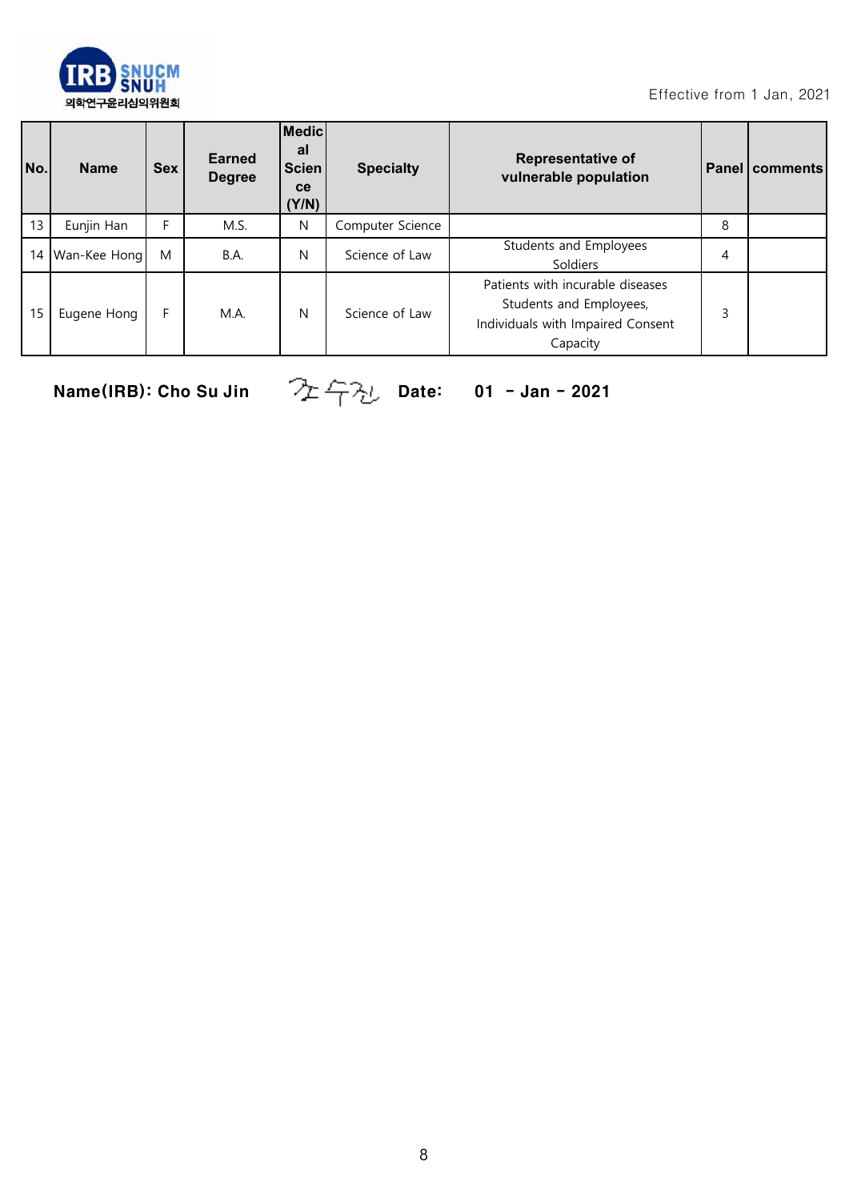Effective from 1 Jan, 2021

| No. | Name | Sex | Earned Degree | Medical Science (Y/N) | Specialty | Representative of vulnerable population | Panel | comments |
|---|---|---|---|---|---|---|---|---|
| 13 | Eunjin Han | F | M.S. | N | Computer Science | | 8 | |
| 14 | Wan-Kee Hong | M | B.A. | N | Science of Law | Students and Employees Soldiers | 4 | |
| 15 | Eugene Hong | F | M.A. | N | Science of Law | Patients with incurable diseases Students and Employees, Individuals with Impaired Consent Capacity | 3 | |

**Name(IRB): Cho Su Jin** 조수진 **Date: 01 - Jan - 2021**